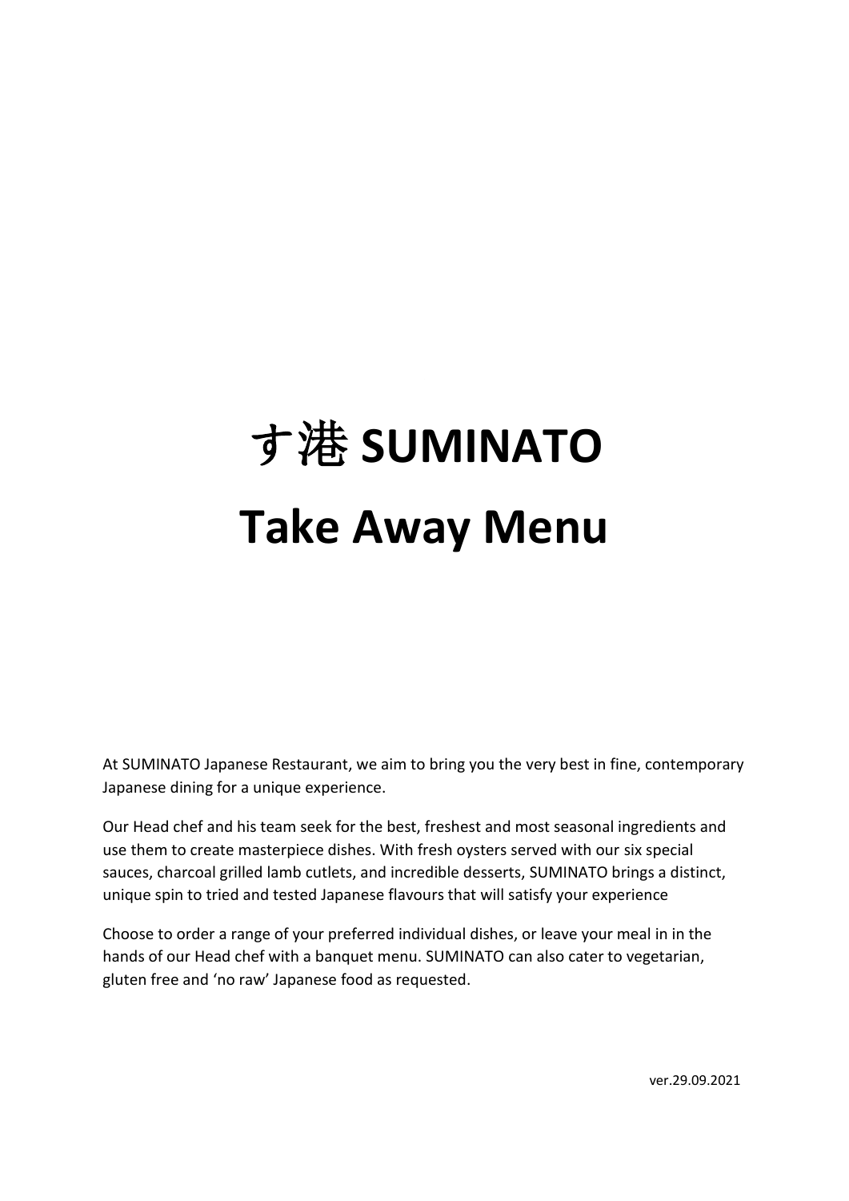# す港 SUMINATO

# Take Away Menu

At SUMINATO Japanese Restaurant, we aim to bring you the very best in fine, contemporary Japanese dining for a unique experience.

Our Head chef and his team seek for the best, freshest and most seasonal ingredients and use them to create masterpiece dishes. With fresh oysters served with our six special sauces, charcoal grilled lamb cutlets, and incredible desserts, SUMINATO brings a distinct, unique spin to tried and tested Japanese flavours that will satisfy your experience

Choose to order a range of your preferred individual dishes, or leave your meal in in the hands of our Head chef with a banquet menu. SUMINATO can also cater to vegetarian, gluten free and 'no raw' Japanese food as requested.

ver.29.09.2021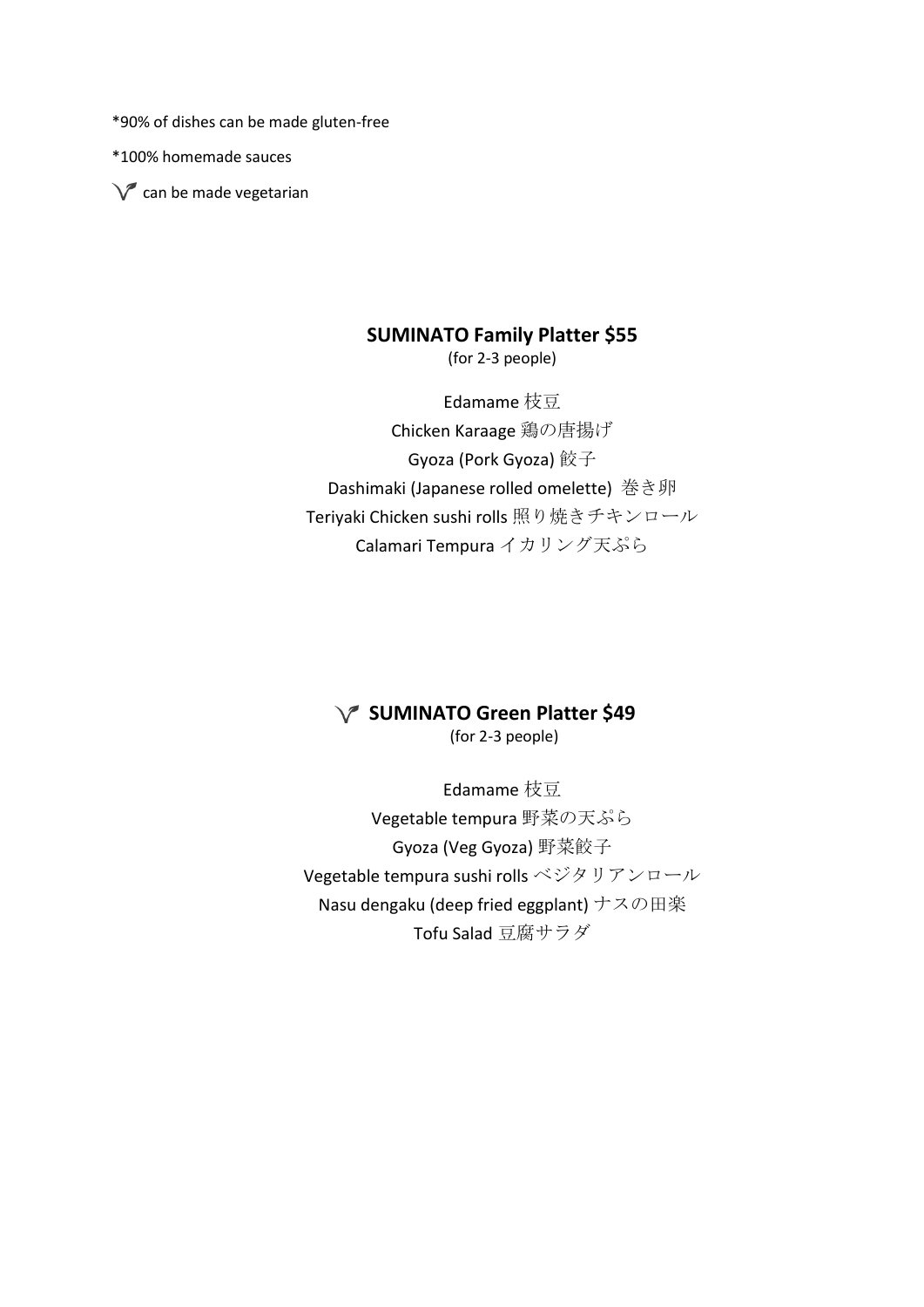*90% of dishes can be made gluten-free

*100% homemade sauces

✓ can be made vegetarian

## SUMINATO Family Platter $55

(for 2-3 people)

Edamame 枝豆
Chicken Karaage 鶏の唐揚げ
Gyoza (Pork Gyoza) 餃子
Dashimaki (Japanese rolled omelette) 巻き卵
Teriyaki Chicken sushi rolls 照り焼きチキンロール
Calamari Tempura イカリング天ぷら

## ✓ SUMINATO Green Platter $49

(for 2-3 people)

Edamame 枝豆
Vegetable tempura 野菜の天ぷら
Gyoza (Veg Gyoza) 野菜餃子
Vegetable tempura sushi rolls ベジタリアンロール
Nasu dengaku (deep fried eggplant) ナスの田楽
Tofu Salad 豆腐サラダ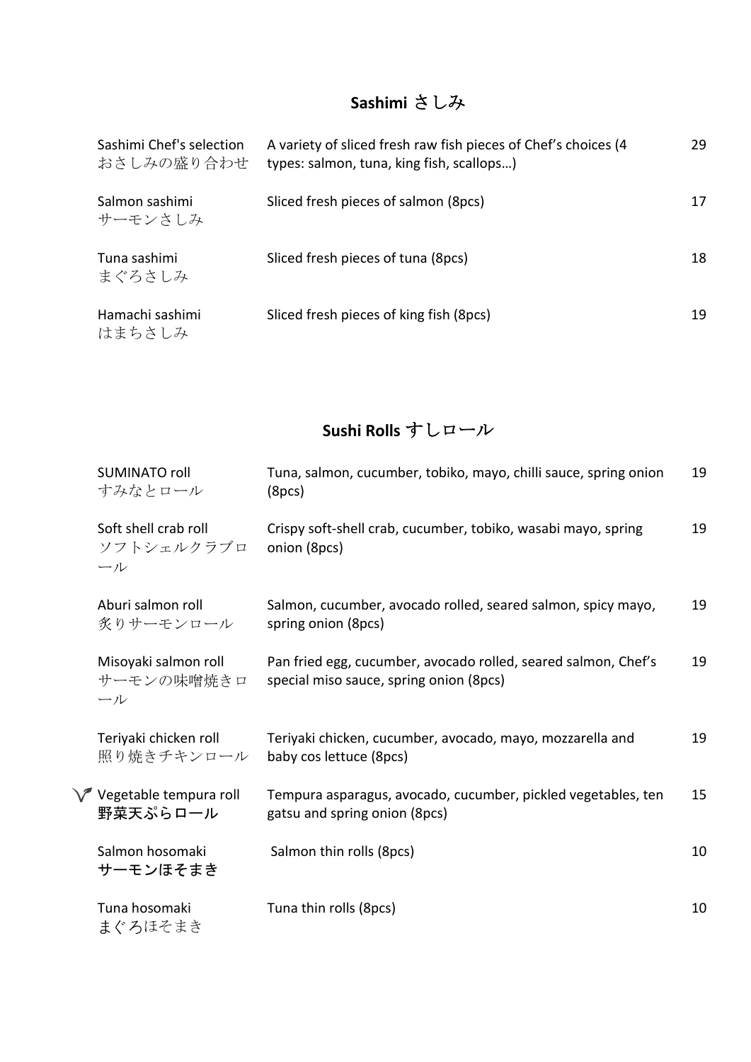## Sashimi さしみ

| | | |
|---|---|---|
| Sashimi Chef's selection<br>おさしみの盛り合わせ | A variety of sliced fresh raw fish pieces of Chef's choices (4 types: salmon, tuna, king fish, scallops…) | 29 |
| Salmon sashimi<br>サーモンさしみ | Sliced fresh pieces of salmon (8pcs) | 17 |
| Tuna sashimi<br>まぐろさしみ | Sliced fresh pieces of tuna (8pcs) | 18 |
| Hamachi sashimi<br>はまちさしみ | Sliced fresh pieces of king fish (8pcs) | 19 |

## Sushi Rolls すしロール

| | | |
|---|---|---|
| SUMINATO roll<br>すみなとロール | Tuna, salmon, cucumber, tobiko, mayo, chilli sauce, spring onion (8pcs) | 19 |
| Soft shell crab roll<br>ソフトシェルクラブロール | Crispy soft-shell crab, cucumber, tobiko, wasabi mayo, spring onion (8pcs) | 19 |
| Aburi salmon roll<br>炙りサーモンロール | Salmon, cucumber, avocado rolled, seared salmon, spicy mayo, spring onion (8pcs) | 19 |
| Misoyaki salmon roll<br>サーモンの味噌焼きロール | Pan fried egg, cucumber, avocado rolled, seared salmon, Chef's special miso sauce, spring onion (8pcs) | 19 |
| Teriyaki chicken roll<br>照り焼きチキンロール | Teriyaki chicken, cucumber, avocado, mayo, mozzarella and baby cos lettuce (8pcs) | 19 |
| Vegetable tempura roll<br>野菜天ぷらロール | Tempura asparagus, avocado, cucumber, pickled vegetables, ten gatsu and spring onion (8pcs) | 15 |
| Salmon hosomaki<br>サーモンほそまき | Salmon thin rolls (8pcs) | 10 |
| Tuna hosomaki<br>まぐろほそまき | Tuna thin rolls (8pcs) | 10 |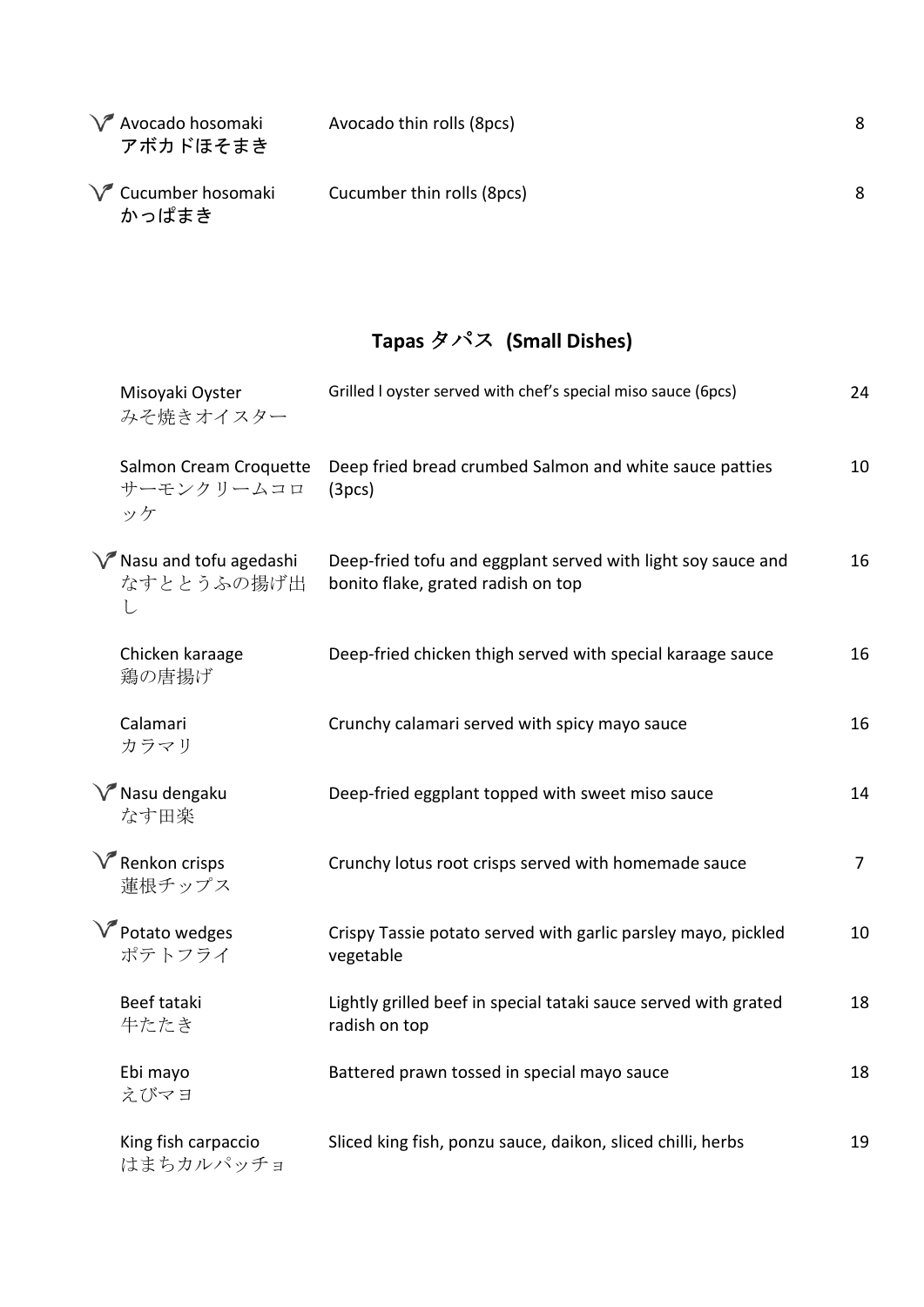| | | |
|---|---|---|
| Ⅴ Avocado hosomaki<br>アボカドほそまき | Avocado thin rolls (8pcs) | 8 |
| Ⅴ Cucumber hosomaki<br>かっぱまき | Cucumber thin rolls (8pcs) | 8 |

## Tapas タパス (Small Dishes)

| | | |
|---|---|---|
| Misoyaki Oyster<br>みそ焼きオイスター | Grilled l oyster served with chef's special miso sauce (6pcs) | 24 |
| Salmon Cream Croquette<br>サーモンクリームコロッケ | Deep fried bread crumbed Salmon and white sauce patties (3pcs) | 10 |
| Ⅴ Nasu and tofu agedashi<br>なすととうふの揚げ出し | Deep-fried tofu and eggplant served with light soy sauce and bonito flake, grated radish on top | 16 |
| Chicken karaage<br>鶏の唐揚げ | Deep-fried chicken thigh served with special karaage sauce | 16 |
| Calamari<br>カラマリ | Crunchy calamari served with spicy mayo sauce | 16 |
| Ⅴ Nasu dengaku<br>なす田楽 | Deep-fried eggplant topped with sweet miso sauce | 14 |
| Ⅴ Renkon crisps<br>蓮根チップス | Crunchy lotus root crisps served with homemade sauce | 7 |
| Ⅴ Potato wedges<br>ポテトフライ | Crispy Tassie potato served with garlic parsley mayo, pickled vegetable | 10 |
| Beef tataki<br>牛たたき | Lightly grilled beef in special tataki sauce served with grated radish on top | 18 |
| Ebi mayo<br>えびマヨ | Battered prawn tossed in special mayo sauce | 18 |
| King fish carpaccio<br>はまちカルパッチョ | Sliced king fish, ponzu sauce, daikon, sliced chilli, herbs | 19 |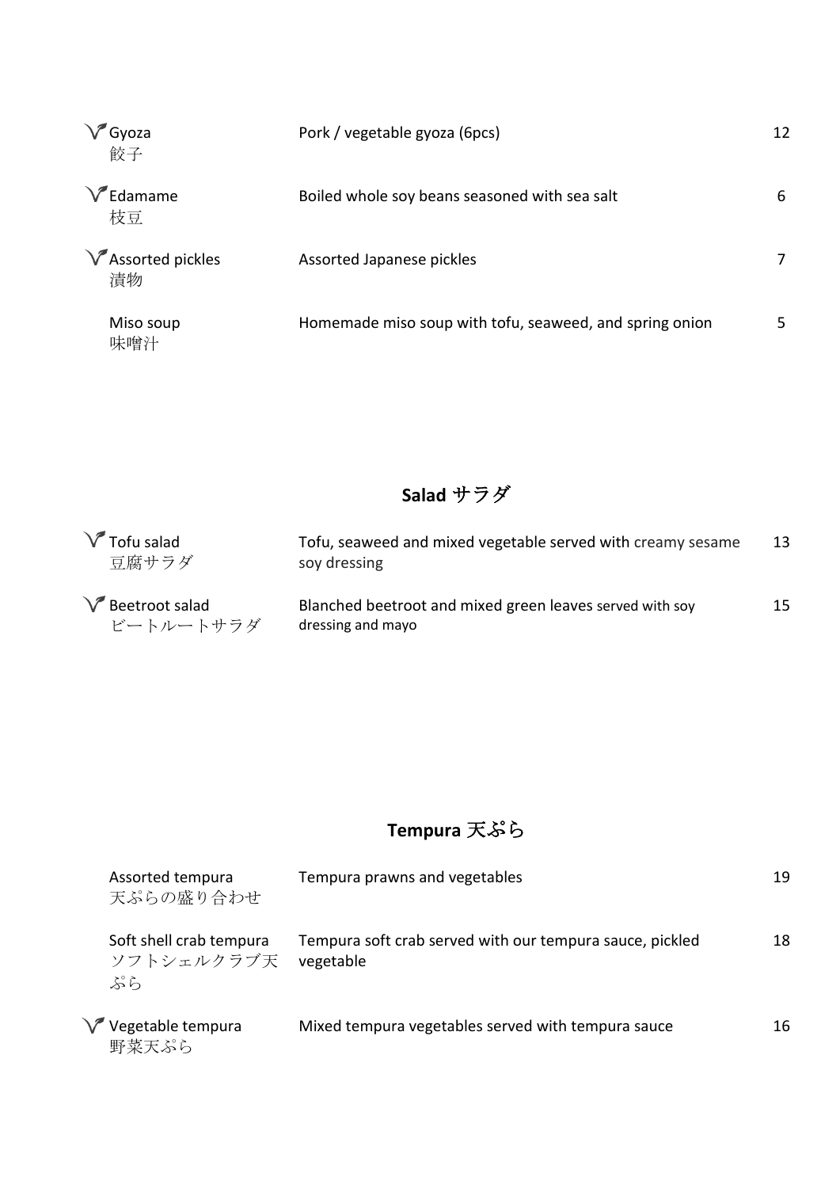| | | |
|---|---|---|
| V Gyoza 餃子 | Pork / vegetable gyoza (6pcs) | 12 |
| V Edamame 枝豆 | Boiled whole soy beans seasoned with sea salt | 6 |
| V Assorted pickles 漬物 | Assorted Japanese pickles | 7 |
| Miso soup 味噌汁 | Homemade miso soup with tofu, seaweed, and spring onion | 5 |

## Salad サラダ

| | | |
|---|---|---|
| V Tofu salad 豆腐サラダ | Tofu, seaweed and mixed vegetable served with creamy sesame soy dressing | 13 |
| V Beetroot salad ビートルートサラダ | Blanched beetroot and mixed green leaves served with soy dressing and mayo | 15 |

## Tempura 天ぷら

| | | |
|---|---|---|
| Assorted tempura 天ぷらの盛り合わせ | Tempura prawns and vegetables | 19 |
| Soft shell crab tempura ソフトシェルクラブ天ぷら | Tempura soft crab served with our tempura sauce, pickled vegetable | 18 |
| V Vegetable tempura 野菜天ぷら | Mixed tempura vegetables served with tempura sauce | 16 |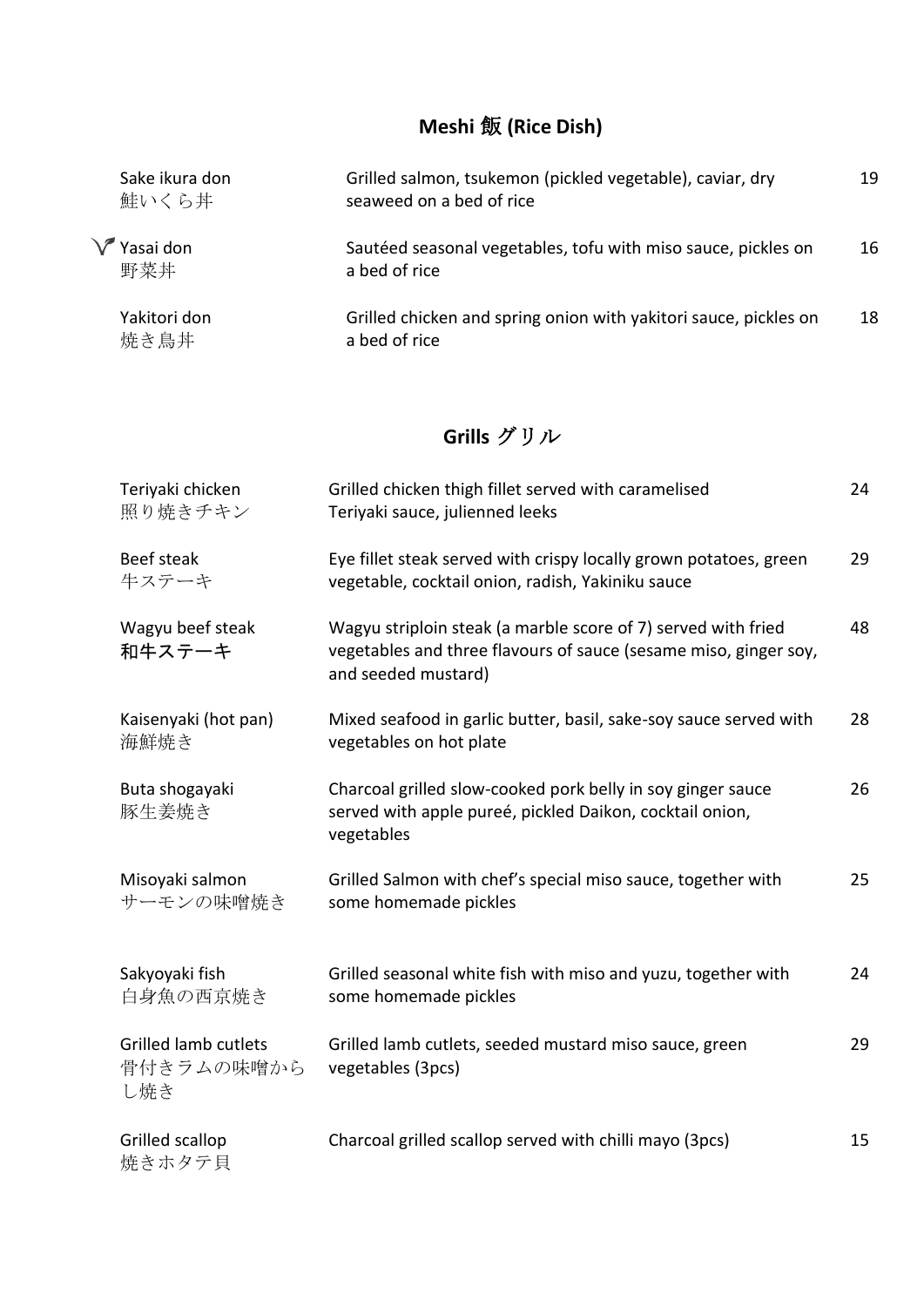## Meshi 飯 (Rice Dish)

| Dish | Description | Price |
| --- | --- | --- |
| Sake ikura don<br>鮭いくら丼 | Grilled salmon, tsukemon (pickled vegetable), caviar, dry seaweed on a bed of rice | 19 |
| Yasai don<br>野菜丼 | Sautéed seasonal vegetables, tofu with miso sauce, pickles on a bed of rice | 16 |
| Yakitori don<br>焼き鳥丼 | Grilled chicken and spring onion with yakitori sauce, pickles on a bed of rice | 18 |

## Grills グリル

| Dish | Description | Price |
| --- | --- | --- |
| Teriyaki chicken<br>照り焼きチキン | Grilled chicken thigh fillet served with caramelised Teriyaki sauce, julienned leeks | 24 |
| Beef steak<br>牛ステーキ | Eye fillet steak served with crispy locally grown potatoes, green vegetable, cocktail onion, radish, Yakiniku sauce | 29 |
| Wagyu beef steak<br>**和牛ステーキ** | Wagyu striploin steak (a marble score of 7) served with fried vegetables and three flavours of sauce (sesame miso, ginger soy, and seeded mustard) | 48 |
| Kaisenyaki (hot pan)<br>海鮮焼き | Mixed seafood in garlic butter, basil, sake-soy sauce served with vegetables on hot plate | 28 |
| Buta shogayaki<br>豚生姜焼き | Charcoal grilled slow-cooked pork belly in soy ginger sauce served with apple pureé, pickled Daikon, cocktail onion, vegetables | 26 |
| Misoyaki salmon<br>サーモンの味噌焼き | Grilled Salmon with chef's special miso sauce, together with some homemade pickles | 25 |
| Sakyoyaki fish<br>白身魚の西京焼き | Grilled seasonal white fish with miso and yuzu, together with some homemade pickles | 24 |
| Grilled lamb cutlets<br>骨付きラムの味噌から<br>し焼き | Grilled lamb cutlets, seeded mustard miso sauce, green vegetables (3pcs) | 29 |
| Grilled scallop<br>焼きホタテ貝 | Charcoal grilled scallop served with chilli mayo (3pcs) | 15 |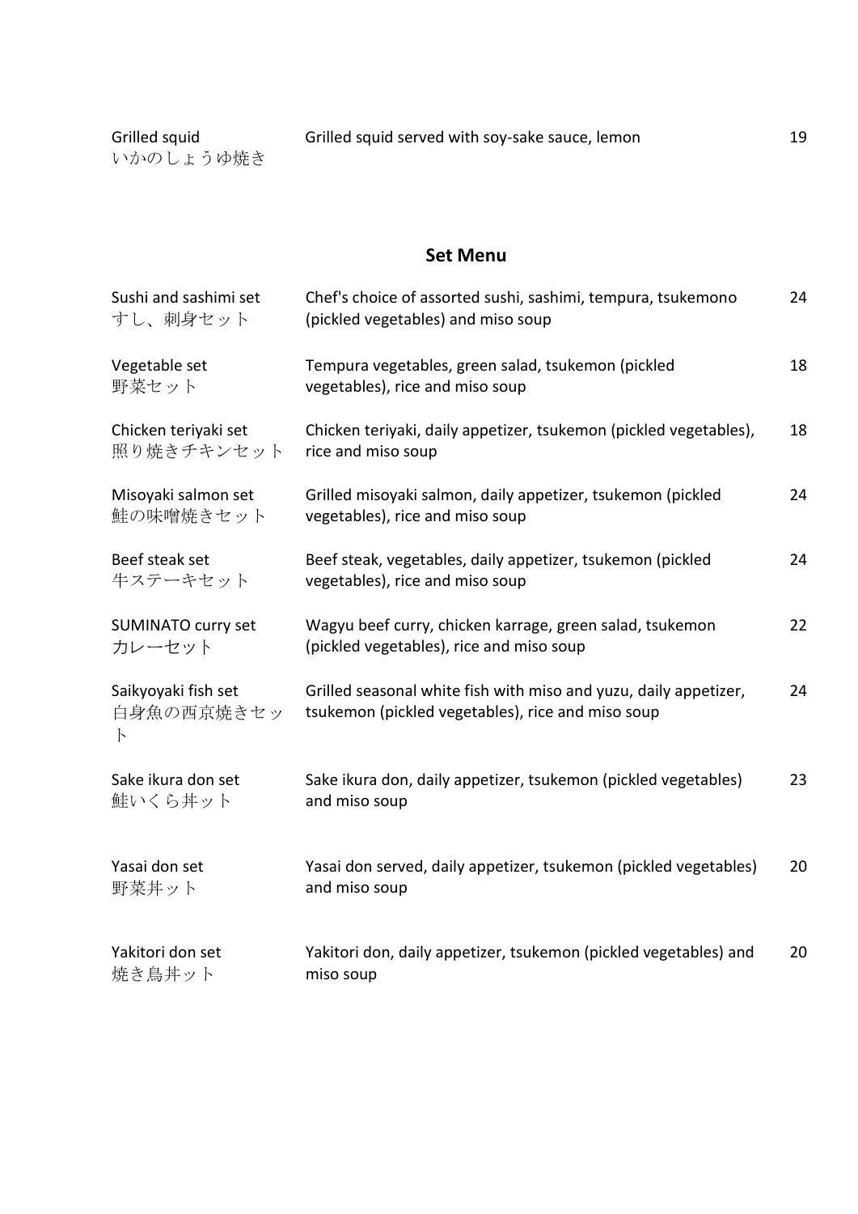| | | |
|---|---|---|
| Grilled squid<br>いかのしょうゆ焼き | Grilled squid served with soy-sake sauce, lemon | 19 |

## Set Menu

| | | |
|---|---|---|
| Sushi and sashimi set<br>すし、刺身セット | Chef's choice of assorted sushi, sashimi, tempura, tsukemono (pickled vegetables) and miso soup | 24 |
| Vegetable set<br>野菜セット | Tempura vegetables, green salad, tsukemon (pickled vegetables), rice and miso soup | 18 |
| Chicken teriyaki set<br>照り焼きチキンセット | Chicken teriyaki, daily appetizer, tsukemon (pickled vegetables), rice and miso soup | 18 |
| Misoyaki salmon set<br>鮭の味噌焼きセット | Grilled misoyaki salmon, daily appetizer, tsukemon (pickled vegetables), rice and miso soup | 24 |
| Beef steak set<br>牛ステーキセット | Beef steak, vegetables, daily appetizer, tsukemon (pickled vegetables), rice and miso soup | 24 |
| SUMINATO curry set<br>カレーセット | Wagyu beef curry, chicken karrage, green salad, tsukemon (pickled vegetables), rice and miso soup | 22 |
| Saikyoyaki fish set<br>白身魚の西京焼きセット | Grilled seasonal white fish with miso and yuzu, daily appetizer, tsukemon (pickled vegetables), rice and miso soup | 24 |
| Sake ikura don set<br>鮭いくら丼ット | Sake ikura don, daily appetizer, tsukemon (pickled vegetables) and miso soup | 23 |
| Yasai don set<br>野菜丼ット | Yasai don served, daily appetizer, tsukemon (pickled vegetables) and miso soup | 20 |
| Yakitori don set<br>焼き鳥丼ット | Yakitori don, daily appetizer, tsukemon (pickled vegetables) and miso soup | 20 |